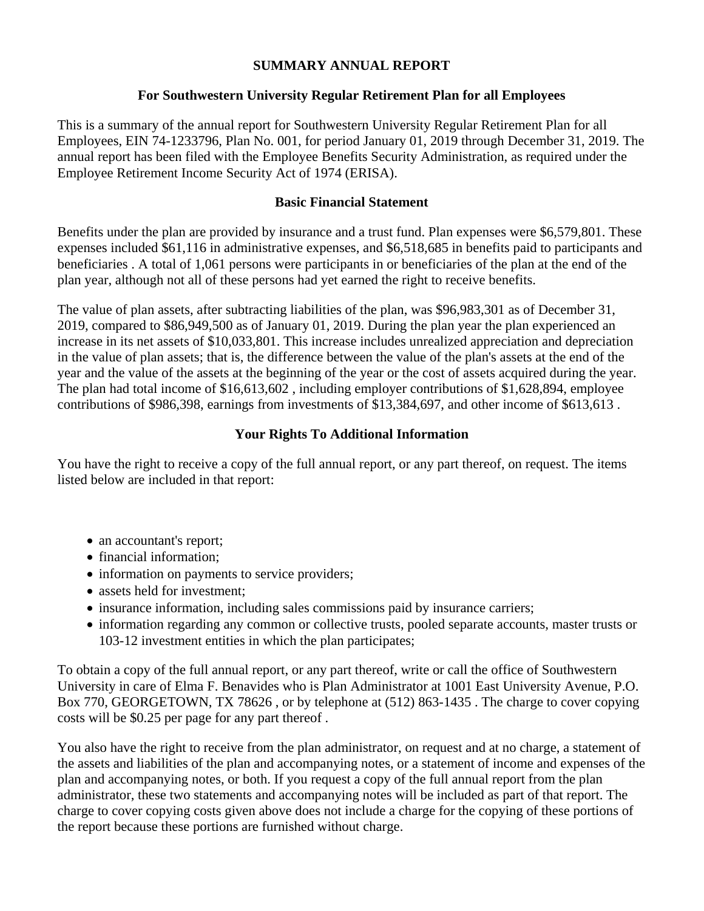# SUMMARY ANNUAL REPORT

## For Southwestern University Regular Retirement Plan for all Employees

This is a summary of the annual report for Southwestern University Regular Retirement Plan for all Employees, EIN 74-1233796, Plan No. 001, for period January 01, 2019 through December 31, 2019. The annual report has been filed with the Employee Benefits Security Administration, as required under the Employee Retirement Income Security Act of 1974 (ERISA).

## Basic Financial Statement

Benefits under the plan are provided by insurance and a trust fund. Plan expenses were $6,579,801. These expenses included $61,116 in administrative expenses, and $6,518,685 in benefits paid to participants and beneficiaries . A total of 1,061 persons were participants in or beneficiaries of the plan at the end of the plan year, although not all of these persons had yet earned the right to receive benefits.

The value of plan assets, after subtracting liabilities of the plan, was $96,983,301 as of December 31, 2019, compared to $86,949,500 as of January 01, 2019. During the plan year the plan experienced an increase in its net assets of $10,033,801. This increase includes unrealized appreciation and depreciation in the value of plan assets; that is, the difference between the value of the plan's assets at the end of the year and the value of the assets at the beginning of the year or the cost of assets acquired during the year. The plan had total income of $16,613,602 , including employer contributions of $1,628,894, employee contributions of $986,398, earnings from investments of $13,384,697, and other income of $613,613 .

## Your Rights To Additional Information

You have the right to receive a copy of the full annual report, or any part thereof, on request. The items listed below are included in that report:

- an accountant's report;
- financial information;
- information on payments to service providers;
- assets held for investment;
- insurance information, including sales commissions paid by insurance carriers;
- information regarding any common or collective trusts, pooled separate accounts, master trusts or 103-12 investment entities in which the plan participates;

To obtain a copy of the full annual report, or any part thereof, write or call the office of Southwestern University in care of Elma F. Benavides who is Plan Administrator at 1001 East University Avenue, P.O. Box 770, GEORGETOWN, TX 78626 , or by telephone at (512) 863-1435 . The charge to cover copying costs will be $0.25 per page for any part thereof .

You also have the right to receive from the plan administrator, on request and at no charge, a statement of the assets and liabilities of the plan and accompanying notes, or a statement of income and expenses of the plan and accompanying notes, or both. If you request a copy of the full annual report from the plan administrator, these two statements and accompanying notes will be included as part of that report. The charge to cover copying costs given above does not include a charge for the copying of these portions of the report because these portions are furnished without charge.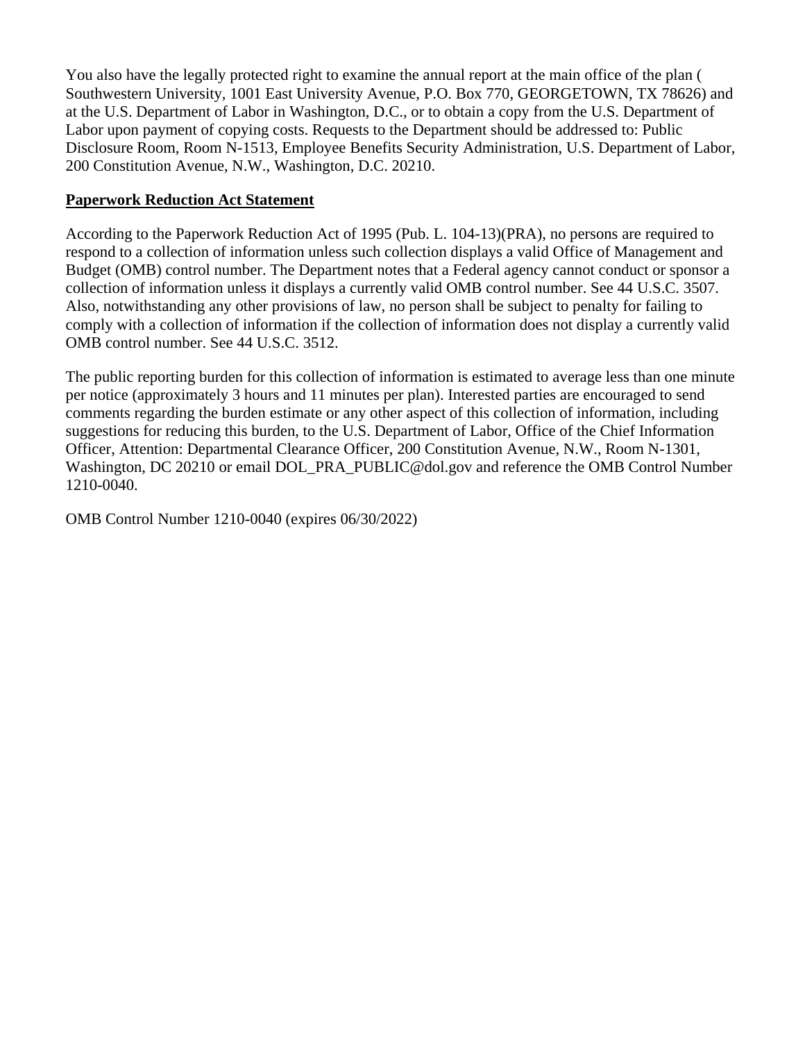You also have the legally protected right to examine the annual report at the main office of the plan ( Southwestern University, 1001 East University Avenue, P.O. Box 770, GEORGETOWN, TX 78626) and at the U.S. Department of Labor in Washington, D.C., or to obtain a copy from the U.S. Department of Labor upon payment of copying costs. Requests to the Department should be addressed to: Public Disclosure Room, Room N-1513, Employee Benefits Security Administration, U.S. Department of Labor, 200 Constitution Avenue, N.W., Washington, D.C. 20210.

**Paperwork Reduction Act Statement**

According to the Paperwork Reduction Act of 1995 (Pub. L. 104-13)(PRA), no persons are required to respond to a collection of information unless such collection displays a valid Office of Management and Budget (OMB) control number. The Department notes that a Federal agency cannot conduct or sponsor a collection of information unless it displays a currently valid OMB control number. See 44 U.S.C. 3507. Also, notwithstanding any other provisions of law, no person shall be subject to penalty for failing to comply with a collection of information if the collection of information does not display a currently valid OMB control number. See 44 U.S.C. 3512.

The public reporting burden for this collection of information is estimated to average less than one minute per notice (approximately 3 hours and 11 minutes per plan). Interested parties are encouraged to send comments regarding the burden estimate or any other aspect of this collection of information, including suggestions for reducing this burden, to the U.S. Department of Labor, Office of the Chief Information Officer, Attention: Departmental Clearance Officer, 200 Constitution Avenue, N.W., Room N-1301, Washington, DC 20210 or email DOL_PRA_PUBLIC@dol.gov and reference the OMB Control Number 1210-0040.

OMB Control Number 1210-0040 (expires 06/30/2022)